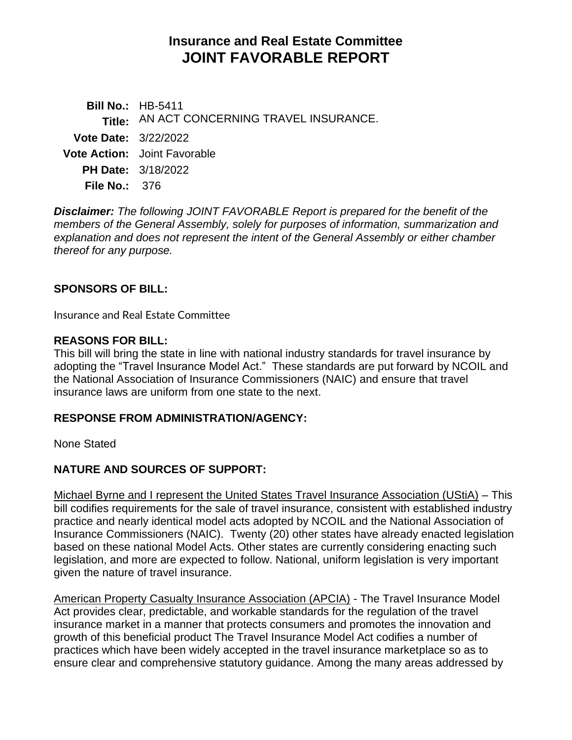# Insurance and Real Estate Committee
# JOINT FAVORABLE REPORT

**Bill No.:** HB-5411
**Title:** AN ACT CONCERNING TRAVEL INSURANCE.
**Vote Date:** 3/22/2022
**Vote Action:** Joint Favorable
**PH Date:** 3/18/2022
**File No.:** 376

***Disclaimer:*** *The following JOINT FAVORABLE Report is prepared for the benefit of the members of the General Assembly, solely for purposes of information, summarization and explanation and does not represent the intent of the General Assembly or either chamber thereof for any purpose.*

## SPONSORS OF BILL:

Insurance and Real Estate Committee

## REASONS FOR BILL:

This bill will bring the state in line with national industry standards for travel insurance by adopting the "Travel Insurance Model Act." These standards are put forward by NCOIL and the National Association of Insurance Commissioners (NAIC) and ensure that travel insurance laws are uniform from one state to the next.

## RESPONSE FROM ADMINISTRATION/AGENCY:

None Stated

## NATURE AND SOURCES OF SUPPORT:

Michael Byrne and I represent the United States Travel Insurance Association (UStiA) – This bill codifies requirements for the sale of travel insurance, consistent with established industry practice and nearly identical model acts adopted by NCOIL and the National Association of Insurance Commissioners (NAIC). Twenty (20) other states have already enacted legislation based on these national Model Acts. Other states are currently considering enacting such legislation, and more are expected to follow. National, uniform legislation is very important given the nature of travel insurance.

American Property Casualty Insurance Association (APCIA) - The Travel Insurance Model Act provides clear, predictable, and workable standards for the regulation of the travel insurance market in a manner that protects consumers and promotes the innovation and growth of this beneficial product The Travel Insurance Model Act codifies a number of practices which have been widely accepted in the travel insurance marketplace so as to ensure clear and comprehensive statutory guidance. Among the many areas addressed by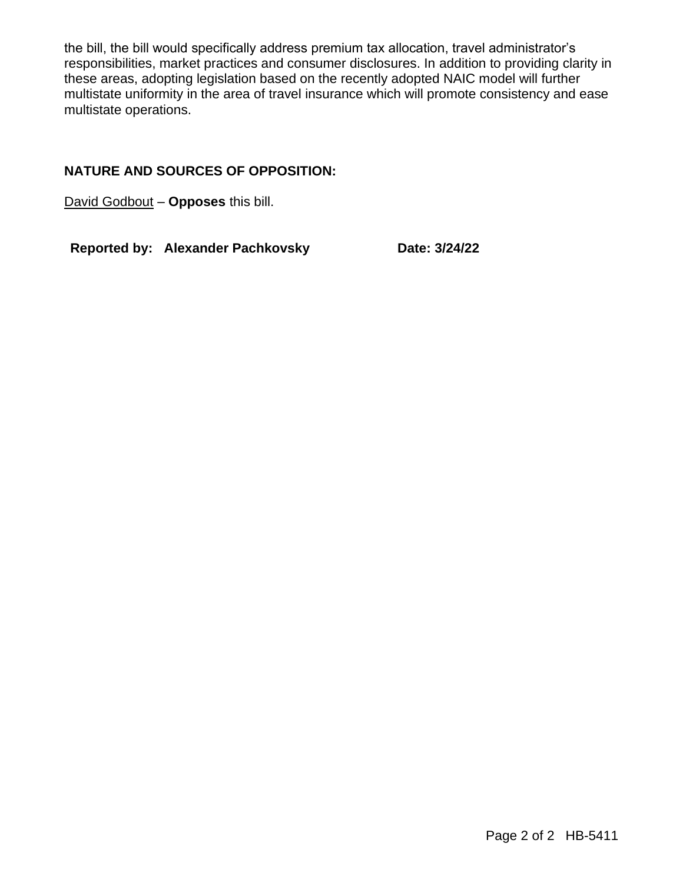the bill, the bill would specifically address premium tax allocation, travel administrator's responsibilities, market practices and consumer disclosures. In addition to providing clarity in these areas, adopting legislation based on the recently adopted NAIC model will further multistate uniformity in the area of travel insurance which will promote consistency and ease multistate operations.

## NATURE AND SOURCES OF OPPOSITION:

David Godbout – **Opposes** this bill.

**Reported by: Alexander Pachkovsky** **Date: 3/24/22**